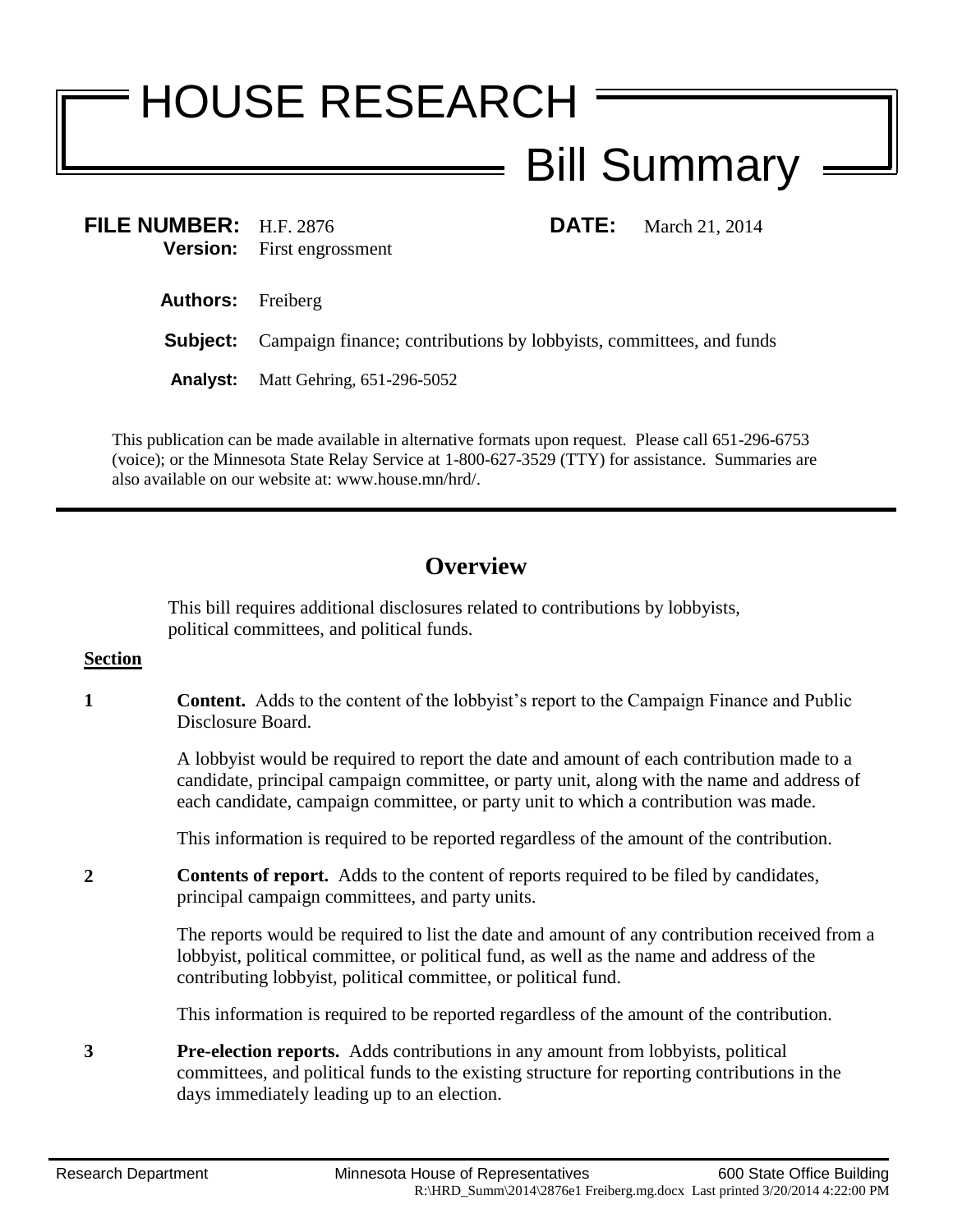# HOUSE RESEARCH Bill Summary

**FILE NUMBER:** H.F. 2876 **DATE:** March 21, 2014
**Version:** First engrossment

**Authors:** Freiberg

**Subject:** Campaign finance; contributions by lobbyists, committees, and funds

**Analyst:** Matt Gehring, 651-296-5052

This publication can be made available in alternative formats upon request. Please call 651-296-6753 (voice); or the Minnesota State Relay Service at 1-800-627-3529 (TTY) for assistance. Summaries are also available on our website at: www.house.mn/hrd/.

## Overview

This bill requires additional disclosures related to contributions by lobbyists, political committees, and political funds.

**Section**

**1** **Content.** Adds to the content of the lobbyist's report to the Campaign Finance and Public Disclosure Board.

A lobbyist would be required to report the date and amount of each contribution made to a candidate, principal campaign committee, or party unit, along with the name and address of each candidate, campaign committee, or party unit to which a contribution was made.

This information is required to be reported regardless of the amount of the contribution.

**2** **Contents of report.** Adds to the content of reports required to be filed by candidates, principal campaign committees, and party units.

The reports would be required to list the date and amount of any contribution received from a lobbyist, political committee, or political fund, as well as the name and address of the contributing lobbyist, political committee, or political fund.

This information is required to be reported regardless of the amount of the contribution.

**3** **Pre-election reports.** Adds contributions in any amount from lobbyists, political committees, and political funds to the existing structure for reporting contributions in the days immediately leading up to an election.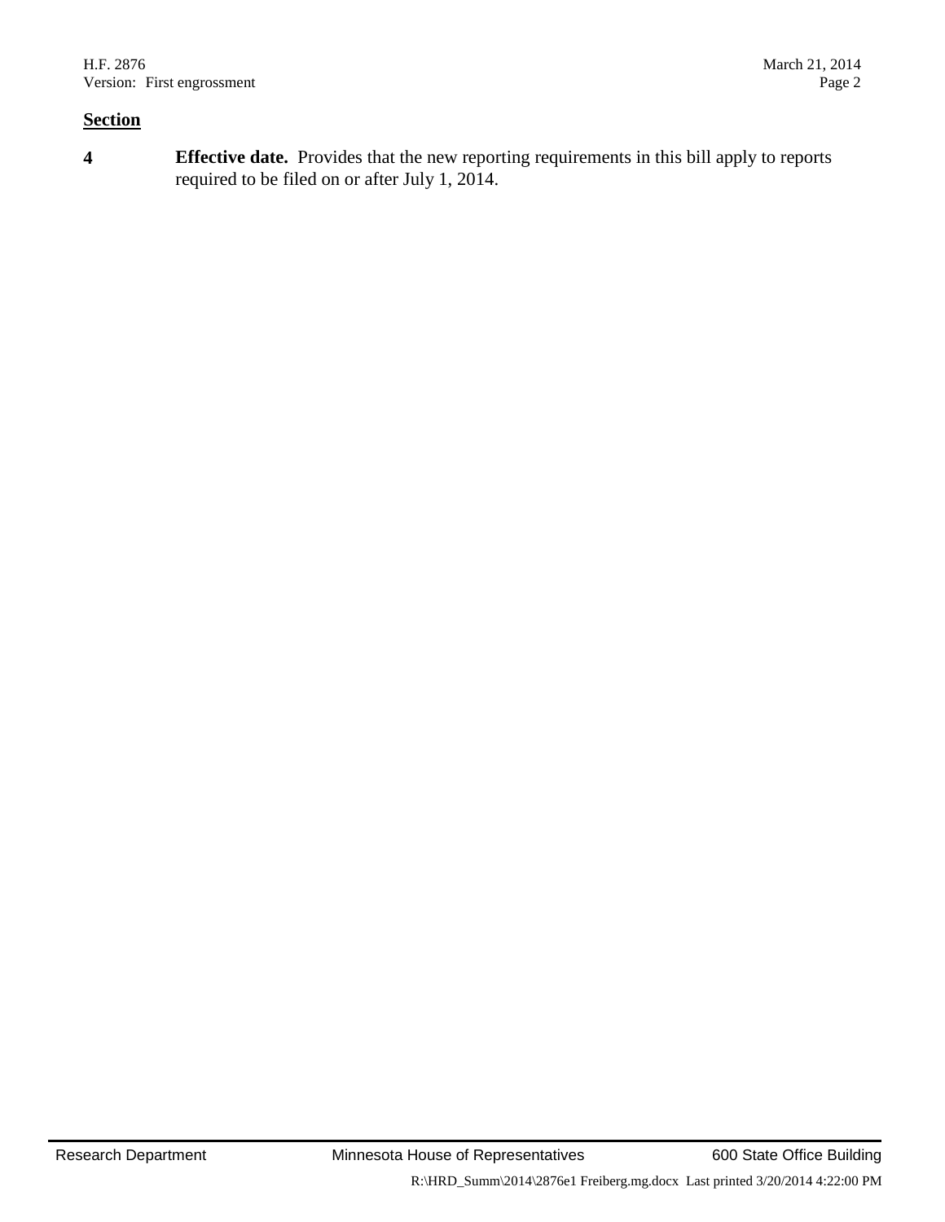**Section**

**4** **Effective date.** Provides that the new reporting requirements in this bill apply to reports required to be filed on or after July 1, 2014.